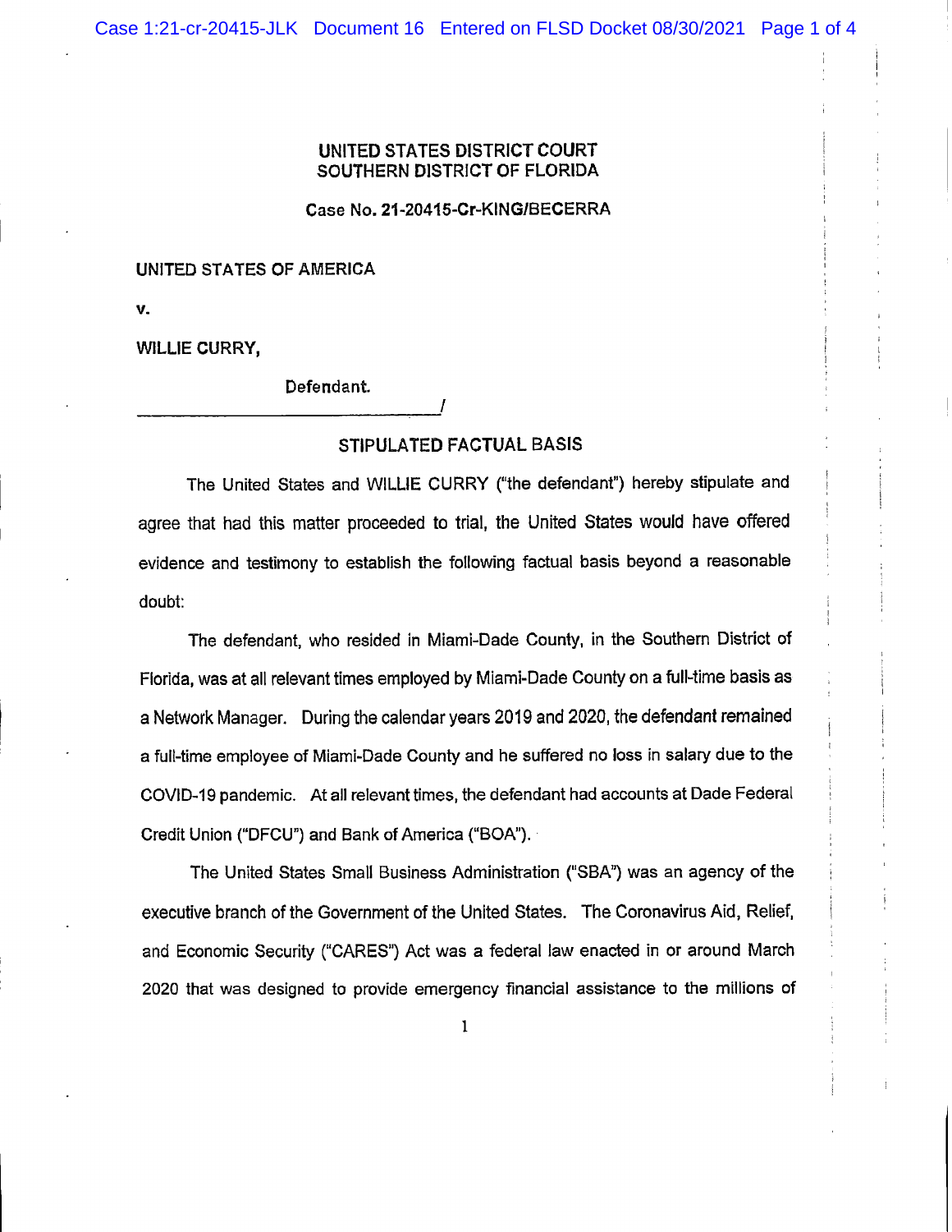UNITED STATES DISTRICT COURT
SOUTHERN DISTRICT OF FLORIDA

Case No. 21-20415-Cr-KING/BECERRA

UNITED STATES OF AMERICA

v.

WILLIE CURRY,

Defendant.

_______________________________/

## STIPULATED FACTUAL BASIS

The United States and WILLIE CURRY ("the defendant") hereby stipulate and agree that had this matter proceeded to trial, the United States would have offered evidence and testimony to establish the following factual basis beyond a reasonable doubt:

The defendant, who resided in Miami-Dade County, in the Southern District of Florida, was at all relevant times employed by Miami-Dade County on a full-time basis as a Network Manager. During the calendar years 2019 and 2020, the defendant remained a full-time employee of Miami-Dade County and he suffered no loss in salary due to the COVID-19 pandemic. At all relevant times, the defendant had accounts at Dade Federal Credit Union ("DFCU") and Bank of America ("BOA").

The United States Small Business Administration ("SBA") was an agency of the executive branch of the Government of the United States. The Coronavirus Aid, Relief, and Economic Security ("CARES") Act was a federal law enacted in or around March 2020 that was designed to provide emergency financial assistance to the millions of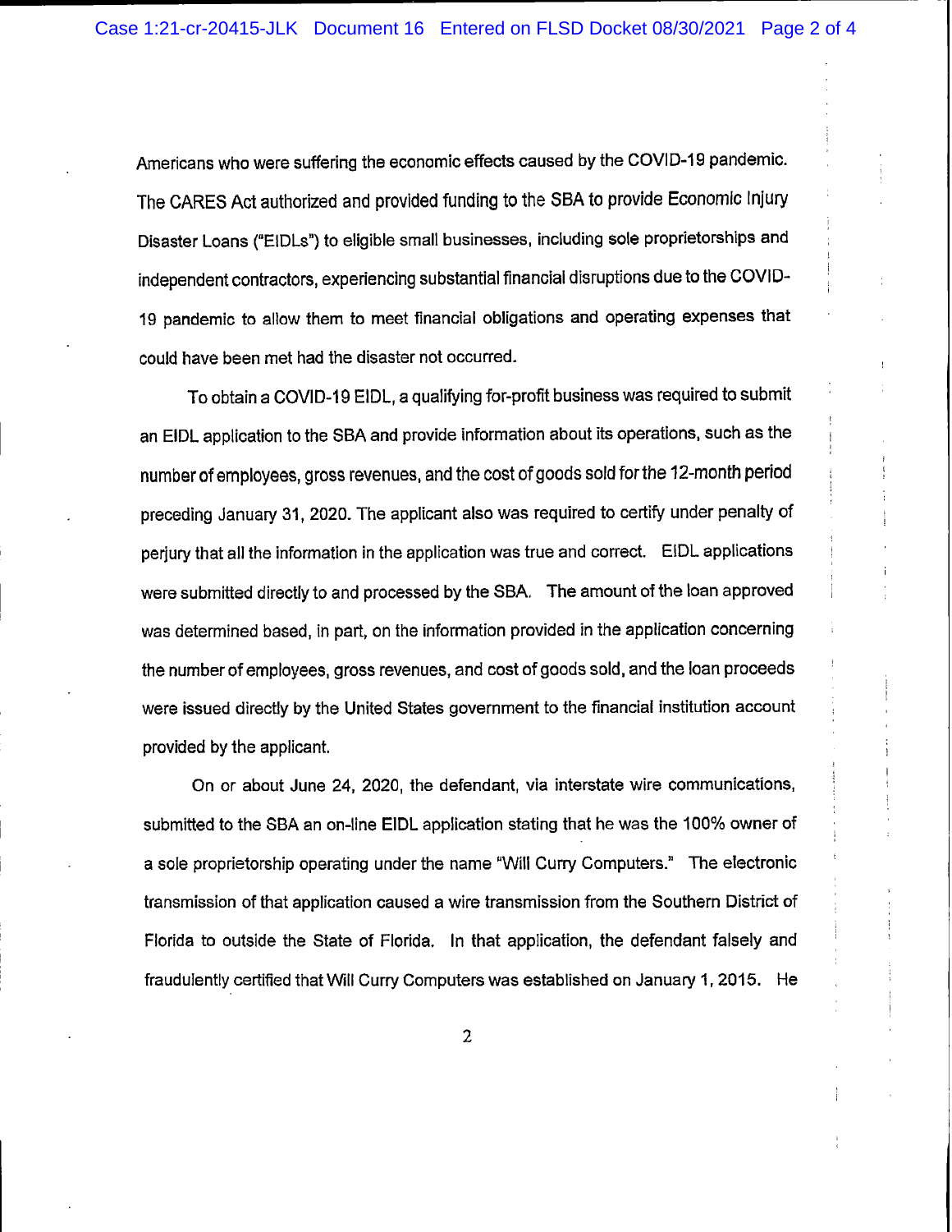Americans who were suffering the economic effects caused by the COVID-19 pandemic. The CARES Act authorized and provided funding to the SBA to provide Economic Injury Disaster Loans ("EIDLs") to eligible small businesses, including sole proprietorships and independent contractors, experiencing substantial financial disruptions due to the COVID-19 pandemic to allow them to meet financial obligations and operating expenses that could have been met had the disaster not occurred.

To obtain a COVID-19 EIDL, a qualifying for-profit business was required to submit an EIDL application to the SBA and provide information about its operations, such as the number of employees, gross revenues, and the cost of goods sold for the 12-month period preceding January 31, 2020. The applicant also was required to certify under penalty of perjury that all the information in the application was true and correct. EIDL applications were submitted directly to and processed by the SBA. The amount of the loan approved was determined based, in part, on the information provided in the application concerning the number of employees, gross revenues, and cost of goods sold, and the loan proceeds were issued directly by the United States government to the financial institution account provided by the applicant.

On or about June 24, 2020, the defendant, via interstate wire communications, submitted to the SBA an on-line EIDL application stating that he was the 100% owner of a sole proprietorship operating under the name "Will Curry Computers." The electronic transmission of that application caused a wire transmission from the Southern District of Florida to outside the State of Florida. In that application, the defendant falsely and fraudulently certified that Will Curry Computers was established on January 1, 2015. He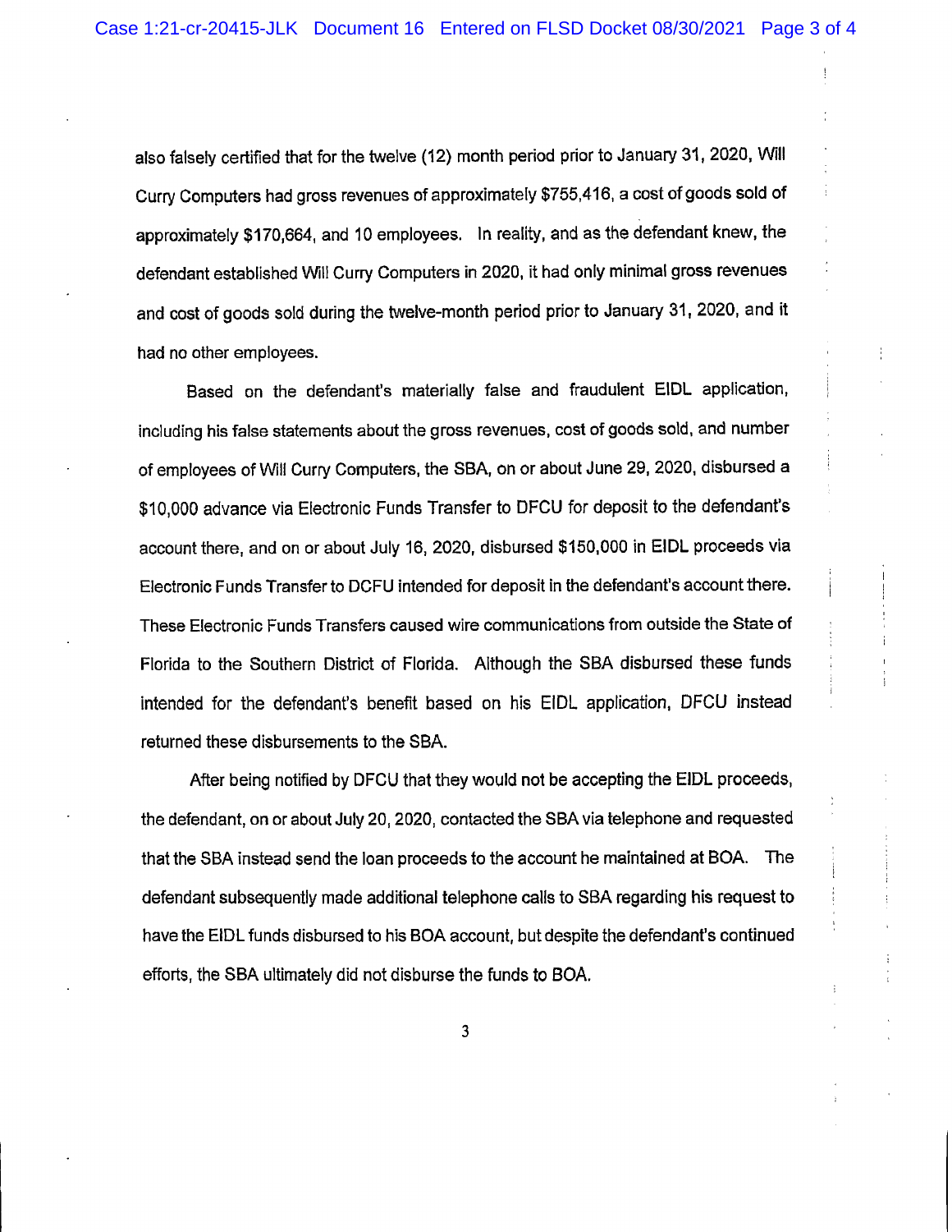also falsely certified that for the twelve (12) month period prior to January 31, 2020, Will Curry Computers had gross revenues of approximately $755,416, a cost of goods sold of approximately $170,664, and 10 employees. In reality, and as the defendant knew, the defendant established Will Curry Computers in 2020, it had only minimal gross revenues and cost of goods sold during the twelve-month period prior to January 31, 2020, and it had no other employees.

Based on the defendant's materially false and fraudulent EIDL application, including his false statements about the gross revenues, cost of goods sold, and number of employees of Will Curry Computers, the SBA, on or about June 29, 2020, disbursed a $10,000 advance via Electronic Funds Transfer to DFCU for deposit to the defendant's account there, and on or about July 16, 2020, disbursed $150,000 in EIDL proceeds via Electronic Funds Transfer to DCFU intended for deposit in the defendant's account there. These Electronic Funds Transfers caused wire communications from outside the State of Florida to the Southern District of Florida. Although the SBA disbursed these funds intended for the defendant's benefit based on his EIDL application, DFCU instead returned these disbursements to the SBA.

After being notified by DFCU that they would not be accepting the EIDL proceeds, the defendant, on or about July 20, 2020, contacted the SBA via telephone and requested that the SBA instead send the loan proceeds to the account he maintained at BOA. The defendant subsequently made additional telephone calls to SBA regarding his request to have the EIDL funds disbursed to his BOA account, but despite the defendant's continued efforts, the SBA ultimately did not disburse the funds to BOA.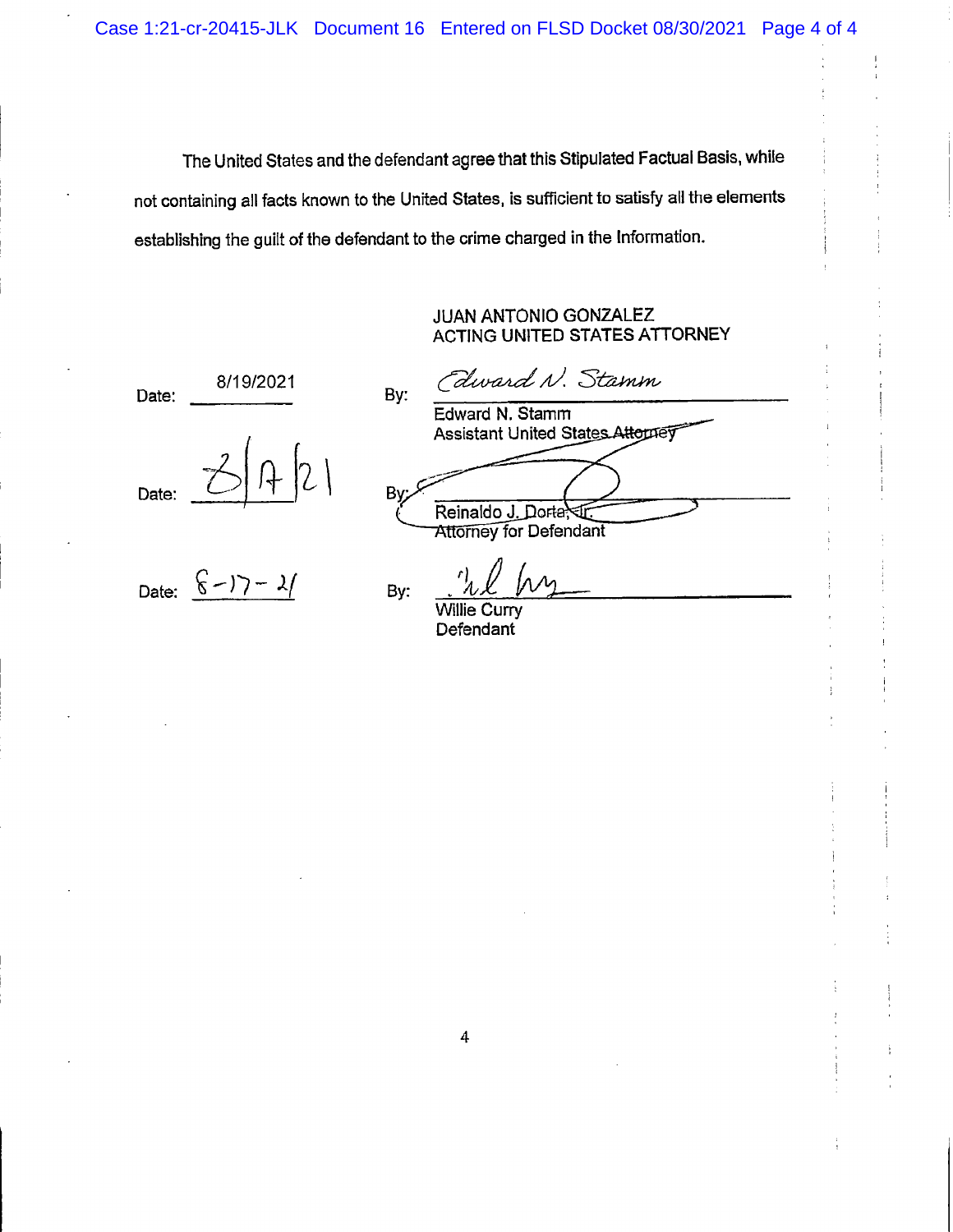The United States and the defendant agree that this Stipulated Factual Basis, while not containing all facts known to the United States, is sufficient to satisfy all the elements establishing the guilt of the defendant to the crime charged in the Information.

JUAN ANTONIO GONZALEZ
ACTING UNITED STATES ATTORNEY

Date: 8/19/2021 By: Edward N. Stamm
Edward N. Stamm
Assistant United States Attorney

Date: 8/17/21 By: ________________
Reinaldo J. Dorta, Jr.
Attorney for Defendant

Date: 8-17-21 By: ________________
Willie Curry
Defendant